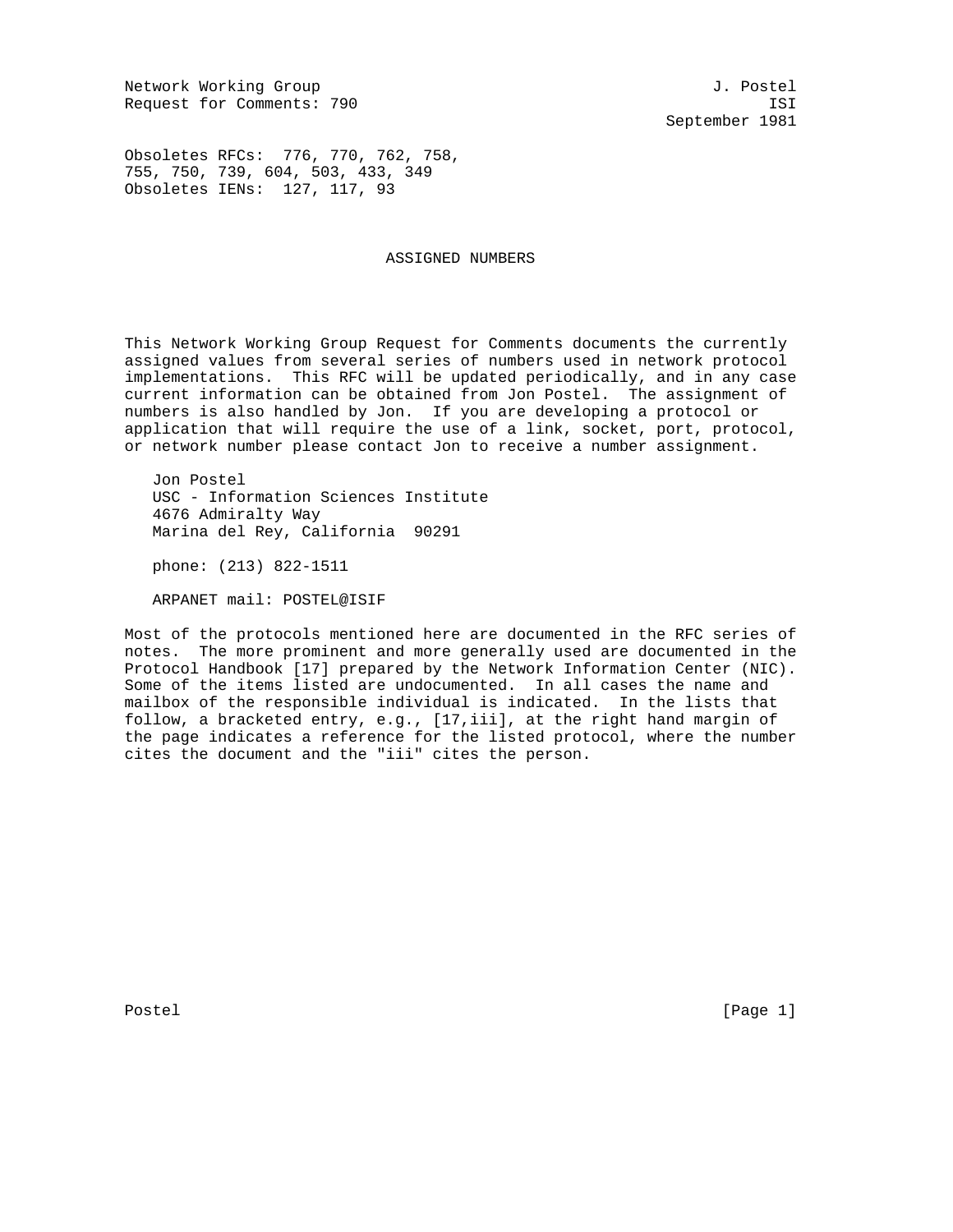Network Working Group J. Postel
Request for Comments: 790 ISI
September 1981

Obsoletes RFCs: 776, 770, 762, 758,
755, 750, 739, 604, 503, 433, 349
Obsoletes IENs: 127, 117, 93

# ASSIGNED NUMBERS

This Network Working Group Request for Comments documents the currently assigned values from several series of numbers used in network protocol implementations. This RFC will be updated periodically, and in any case current information can be obtained from Jon Postel. The assignment of numbers is also handled by Jon. If you are developing a protocol or application that will require the use of a link, socket, port, protocol, or network number please contact Jon to receive a number assignment.

Jon Postel
USC - Information Sciences Institute
4676 Admiralty Way
Marina del Rey, California 90291

phone: (213) 822-1511

ARPANET mail: POSTEL@ISIF

Most of the protocols mentioned here are documented in the RFC series of notes. The more prominent and more generally used are documented in the Protocol Handbook [17] prepared by the Network Information Center (NIC). Some of the items listed are undocumented. In all cases the name and mailbox of the responsible individual is indicated. In the lists that follow, a bracketed entry, e.g., [17,iii], at the right hand margin of the page indicates a reference for the listed protocol, where the number cites the document and the "iii" cites the person.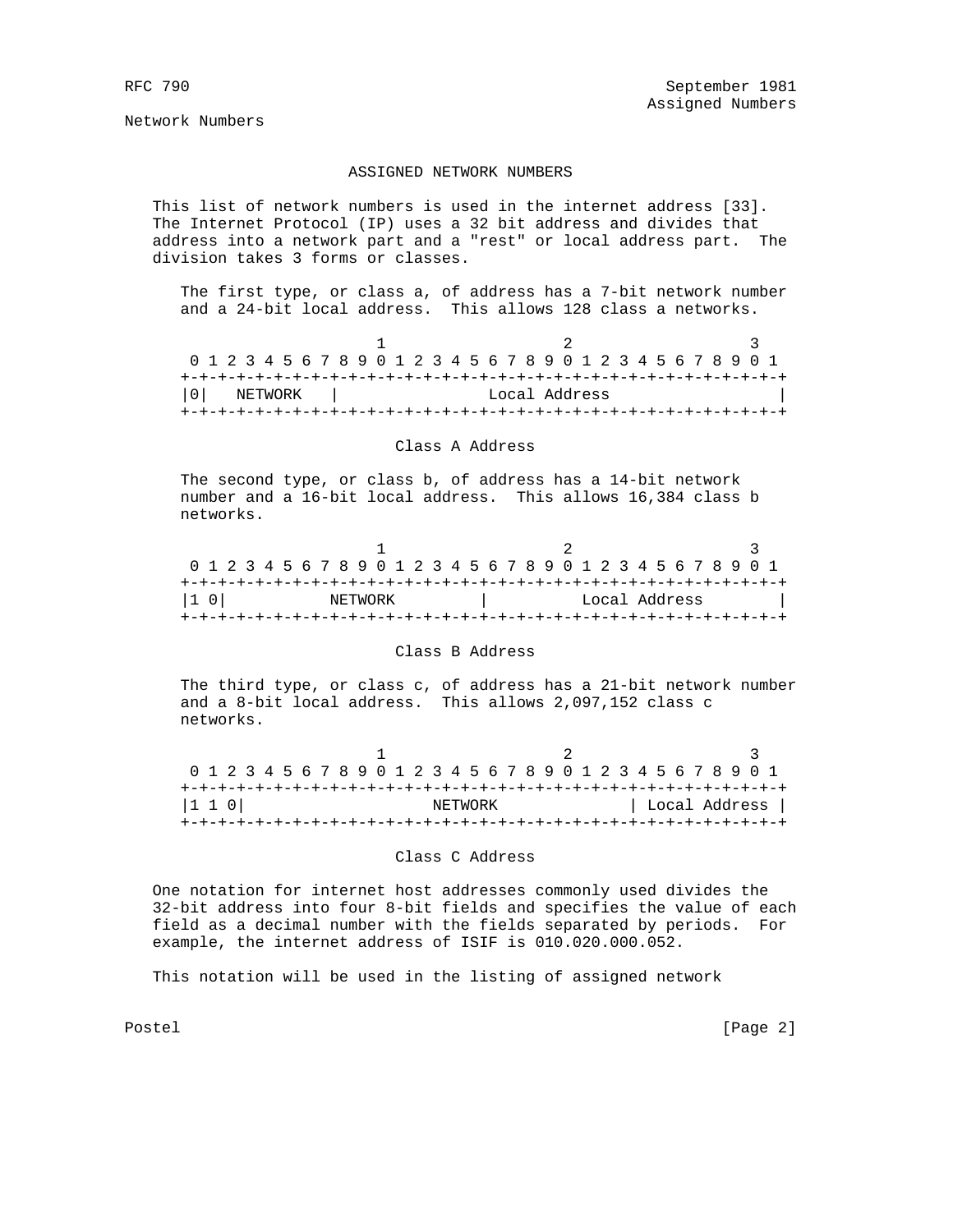## ASSIGNED NETWORK NUMBERS

This list of network numbers is used in the internet address [33]. The Internet Protocol (IP) uses a 32 bit address and divides that address into a network part and a "rest" or local address part. The division takes 3 forms or classes.

The first type, or class a, of address has a 7-bit network number and a 24-bit local address. This allows 128 class a networks.

```
                     1                   2                   3
 0 1 2 3 4 5 6 7 8 9 0 1 2 3 4 5 6 7 8 9 0 1 2 3 4 5 6 7 8 9 0 1
+-+-+-+-+-+-+-+-+-+-+-+-+-+-+-+-+-+-+-+-+-+-+-+-+-+-+-+-+-+-+-+-+
|0|   NETWORK   |                Local Address                  |
+-+-+-+-+-+-+-+-+-+-+-+-+-+-+-+-+-+-+-+-+-+-+-+-+-+-+-+-+-+-+-+-+
```

Class A Address

The second type, or class b, of address has a 14-bit network number and a 16-bit local address. This allows 16,384 class b networks.

```
                     1                   2                   3
 0 1 2 3 4 5 6 7 8 9 0 1 2 3 4 5 6 7 8 9 0 1 2 3 4 5 6 7 8 9 0 1
+-+-+-+-+-+-+-+-+-+-+-+-+-+-+-+-+-+-+-+-+-+-+-+-+-+-+-+-+-+-+-+-+
|1 0|           NETWORK         |          Local Address        |
+-+-+-+-+-+-+-+-+-+-+-+-+-+-+-+-+-+-+-+-+-+-+-+-+-+-+-+-+-+-+-+-+
```

Class B Address

The third type, or class c, of address has a 21-bit network number and a 8-bit local address. This allows 2,097,152 class c networks.

```
                     1                   2                   3
 0 1 2 3 4 5 6 7 8 9 0 1 2 3 4 5 6 7 8 9 0 1 2 3 4 5 6 7 8 9 0 1
+-+-+-+-+-+-+-+-+-+-+-+-+-+-+-+-+-+-+-+-+-+-+-+-+-+-+-+-+-+-+-+-+
|1 1 0|                    NETWORK              | Local Address |
+-+-+-+-+-+-+-+-+-+-+-+-+-+-+-+-+-+-+-+-+-+-+-+-+-+-+-+-+-+-+-+-+
```

Class C Address

One notation for internet host addresses commonly used divides the 32-bit address into four 8-bit fields and specifies the value of each field as a decimal number with the fields separated by periods. For example, the internet address of ISIF is 010.020.000.052.

This notation will be used in the listing of assigned network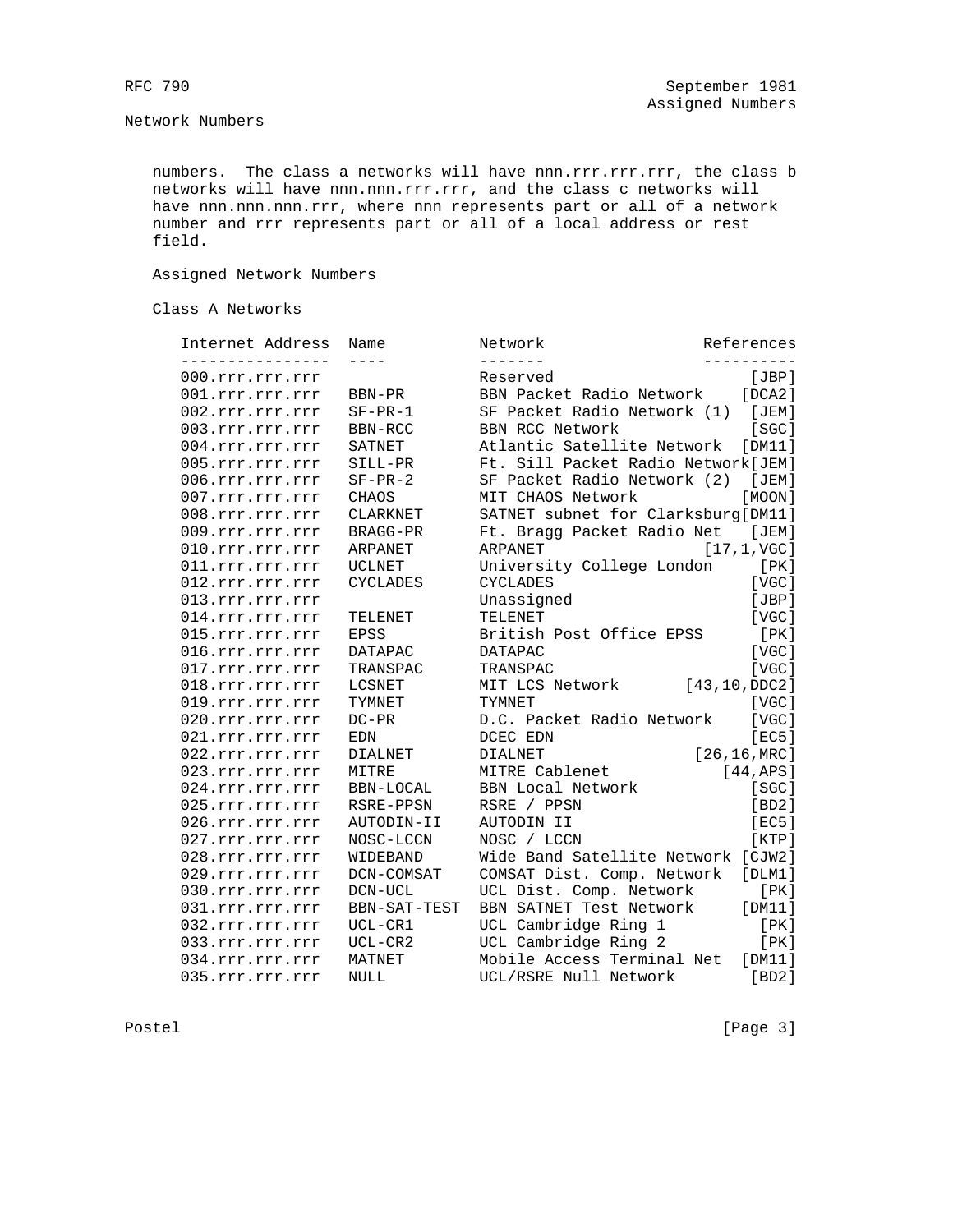numbers. The class a networks will have nnn.rrr.rrr.rrr, the class b networks will have nnn.nnn.rrr.rrr, and the class c networks will have nnn.nnn.nnn.rrr, where nnn represents part or all of a network number and rrr represents part or all of a local address or rest field.

## Assigned Network Numbers

### Class A Networks

| Internet Address | Name | Network | References |
|---|---|---|---|
| 000.rrr.rrr.rrr | | Reserved | [JBP] |
| 001.rrr.rrr.rrr | BBN-PR | BBN Packet Radio Network | [DCA2] |
| 002.rrr.rrr.rrr | SF-PR-1 | SF Packet Radio Network (1) | [JEM] |
| 003.rrr.rrr.rrr | BBN-RCC | BBN RCC Network | [SGC] |
| 004.rrr.rrr.rrr | SATNET | Atlantic Satellite Network | [DM11] |
| 005.rrr.rrr.rrr | SILL-PR | Ft. Sill Packet Radio Network | [JEM] |
| 006.rrr.rrr.rrr | SF-PR-2 | SF Packet Radio Network (2) | [JEM] |
| 007.rrr.rrr.rrr | CHAOS | MIT CHAOS Network | [MOON] |
| 008.rrr.rrr.rrr | CLARKNET | SATNET subnet for Clarksburg | [DM11] |
| 009.rrr.rrr.rrr | BRAGG-PR | Ft. Bragg Packet Radio Net | [JEM] |
| 010.rrr.rrr.rrr | ARPANET | ARPANET | [17,1,VGC] |
| 011.rrr.rrr.rrr | UCLNET | University College London | [PK] |
| 012.rrr.rrr.rrr | CYCLADES | CYCLADES | [VGC] |
| 013.rrr.rrr.rrr | | Unassigned | [JBP] |
| 014.rrr.rrr.rrr | TELENET | TELENET | [VGC] |
| 015.rrr.rrr.rrr | EPSS | British Post Office EPSS | [PK] |
| 016.rrr.rrr.rrr | DATAPAC | DATAPAC | [VGC] |
| 017.rrr.rrr.rrr | TRANSPAC | TRANSPAC | [VGC] |
| 018.rrr.rrr.rrr | LCSNET | MIT LCS Network | [43,10,DDC2] |
| 019.rrr.rrr.rrr | TYMNET | TYMNET | [VGC] |
| 020.rrr.rrr.rrr | DC-PR | D.C. Packet Radio Network | [VGC] |
| 021.rrr.rrr.rrr | EDN | DCEC EDN | [EC5] |
| 022.rrr.rrr.rrr | DIALNET | DIALNET | [26,16,MRC] |
| 023.rrr.rrr.rrr | MITRE | MITRE Cablenet | [44,APS] |
| 024.rrr.rrr.rrr | BBN-LOCAL | BBN Local Network | [SGC] |
| 025.rrr.rrr.rrr | RSRE-PPSN | RSRE / PPSN | [BD2] |
| 026.rrr.rrr.rrr | AUTODIN-II | AUTODIN II | [EC5] |
| 027.rrr.rrr.rrr | NOSC-LCCN | NOSC / LCCN | [KTP] |
| 028.rrr.rrr.rrr | WIDEBAND | Wide Band Satellite Network | [CJW2] |
| 029.rrr.rrr.rrr | DCN-COMSAT | COMSAT Dist. Comp. Network | [DLM1] |
| 030.rrr.rrr.rrr | DCN-UCL | UCL Dist. Comp. Network | [PK] |
| 031.rrr.rrr.rrr | BBN-SAT-TEST | BBN SATNET Test Network | [DM11] |
| 032.rrr.rrr.rrr | UCL-CR1 | UCL Cambridge Ring 1 | [PK] |
| 033.rrr.rrr.rrr | UCL-CR2 | UCL Cambridge Ring 2 | [PK] |
| 034.rrr.rrr.rrr | MATNET | Mobile Access Terminal Net | [DM11] |
| 035.rrr.rrr.rrr | NULL | UCL/RSRE Null Network | [BD2] |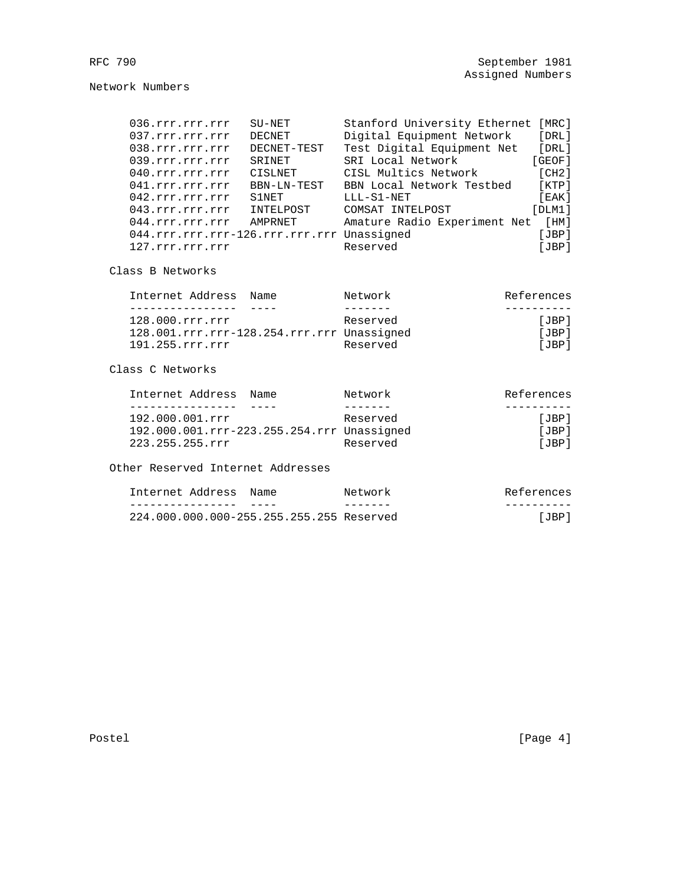## Network Numbers

| Internet Address | Name | Network | References |
|---|---|---|---|
| 036.rrr.rrr.rrr | SU-NET | Stanford University Ethernet | [MRC] |
| 037.rrr.rrr.rrr | DECNET | Digital Equipment Network | [DRL] |
| 038.rrr.rrr.rrr | DECNET-TEST | Test Digital Equipment Net | [DRL] |
| 039.rrr.rrr.rrr | SRINET | SRI Local Network | [GEOF] |
| 040.rrr.rrr.rrr | CISLNET | CISL Multics Network | [CH2] |
| 041.rrr.rrr.rrr | BBN-LN-TEST | BBN Local Network Testbed | [KTP] |
| 042.rrr.rrr.rrr | S1NET | LLL-S1-NET | [EAK] |
| 043.rrr.rrr.rrr | INTELPOST | COMSAT INTELPOST | [DLM1] |
| 044.rrr.rrr.rrr | AMPRNET | Amature Radio Experiment Net | [HM] |
| 044.rrr.rrr.rrr-126.rrr.rrr.rrr | | Unassigned | [JBP] |
| 127.rrr.rrr.rrr | | Reserved | [JBP] |

### Class B Networks

| Internet Address | Name | Network | References |
|---|---|---|---|
| 128.000.rrr.rrr | | Reserved | [JBP] |
| 128.001.rrr.rrr-128.254.rrr.rrr | | Unassigned | [JBP] |
| 191.255.rrr.rrr | | Reserved | [JBP] |

### Class C Networks

| Internet Address | Name | Network | References |
|---|---|---|---|
| 192.000.001.rrr | | Reserved | [JBP] |
| 192.000.001.rrr-223.255.254.rrr | | Unassigned | [JBP] |
| 223.255.255.rrr | | Reserved | [JBP] |

### Other Reserved Internet Addresses

| Internet Address | Name | Network | References |
|---|---|---|---|
| 224.000.000.000-255.255.255.255 | | Reserved | [JBP] |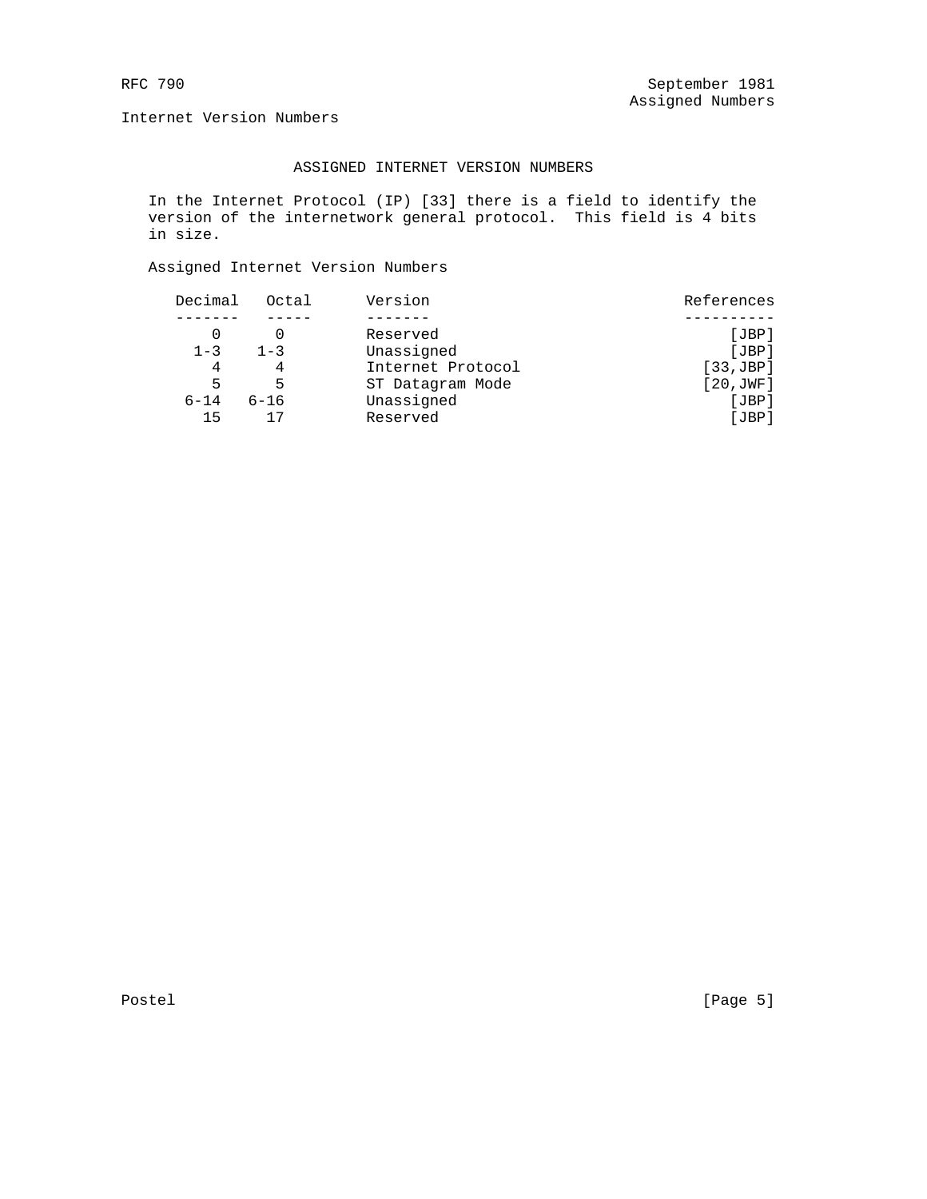## ASSIGNED INTERNET VERSION NUMBERS

In the Internet Protocol (IP) [33] there is a field to identify the version of the internetwork general protocol. This field is 4 bits in size.

Assigned Internet Version Numbers

| Decimal | Octal | Version | References |
|---|---|---|---|
| 0 | 0 | Reserved | [JBP] |
| 1-3 | 1-3 | Unassigned | [JBP] |
| 4 | 4 | Internet Protocol | [33,JBP] |
| 5 | 5 | ST Datagram Mode | [20,JWF] |
| 6-14 | 6-16 | Unassigned | [JBP] |
| 15 | 17 | Reserved | [JBP] |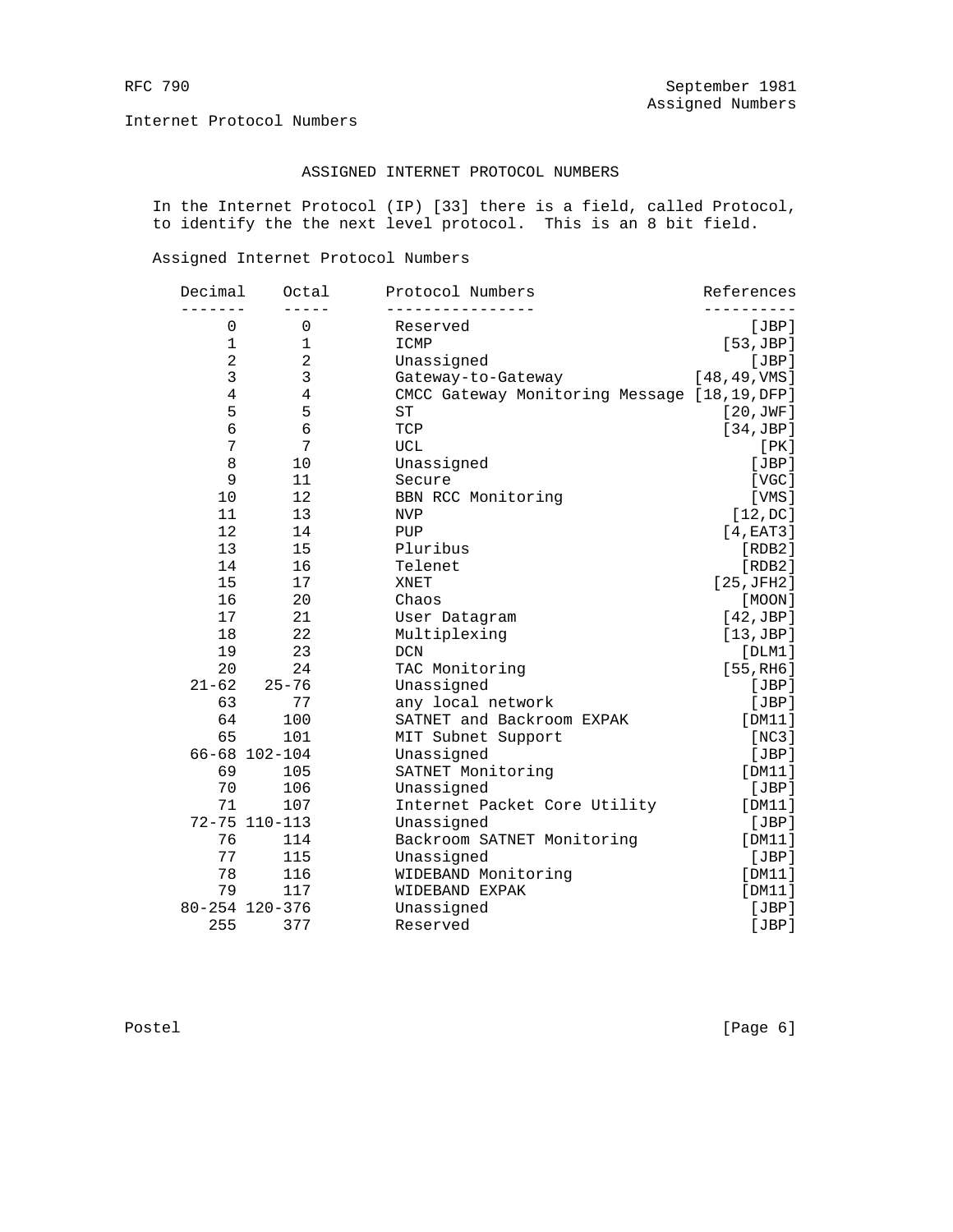Internet Protocol Numbers

## ASSIGNED INTERNET PROTOCOL NUMBERS

In the Internet Protocol (IP) [33] there is a field, called Protocol, to identify the the next level protocol. This is an 8 bit field.

Assigned Internet Protocol Numbers

| Decimal | Octal | Protocol Numbers | References |
|---|---|---|---|
| 0 | 0 | Reserved | [JBP] |
| 1 | 1 | ICMP | [53,JBP] |
| 2 | 2 | Unassigned | [JBP] |
| 3 | 3 | Gateway-to-Gateway | [48,49,VMS] |
| 4 | 4 | CMCC Gateway Monitoring Message | [18,19,DFP] |
| 5 | 5 | ST | [20,JWF] |
| 6 | 6 | TCP | [34,JBP] |
| 7 | 7 | UCL | [PK] |
| 8 | 10 | Unassigned | [JBP] |
| 9 | 11 | Secure | [VGC] |
| 10 | 12 | BBN RCC Monitoring | [VMS] |
| 11 | 13 | NVP | [12,DC] |
| 12 | 14 | PUP | [4,EAT3] |
| 13 | 15 | Pluribus | [RDB2] |
| 14 | 16 | Telenet | [RDB2] |
| 15 | 17 | XNET | [25,JFH2] |
| 16 | 20 | Chaos | [MOON] |
| 17 | 21 | User Datagram | [42,JBP] |
| 18 | 22 | Multiplexing | [13,JBP] |
| 19 | 23 | DCN | [DLM1] |
| 20 | 24 | TAC Monitoring | [55,RH6] |
| 21-62 | 25-76 | Unassigned | [JBP] |
| 63 | 77 | any local network | [JBP] |
| 64 | 100 | SATNET and Backroom EXPAK | [DM11] |
| 65 | 101 | MIT Subnet Support | [NC3] |
| 66-68 | 102-104 | Unassigned | [JBP] |
| 69 | 105 | SATNET Monitoring | [DM11] |
| 70 | 106 | Unassigned | [JBP] |
| 71 | 107 | Internet Packet Core Utility | [DM11] |
| 72-75 | 110-113 | Unassigned | [JBP] |
| 76 | 114 | Backroom SATNET Monitoring | [DM11] |
| 77 | 115 | Unassigned | [JBP] |
| 78 | 116 | WIDEBAND Monitoring | [DM11] |
| 79 | 117 | WIDEBAND EXPAK | [DM11] |
| 80-254 | 120-376 | Unassigned | [JBP] |
| 255 | 377 | Reserved | [JBP] |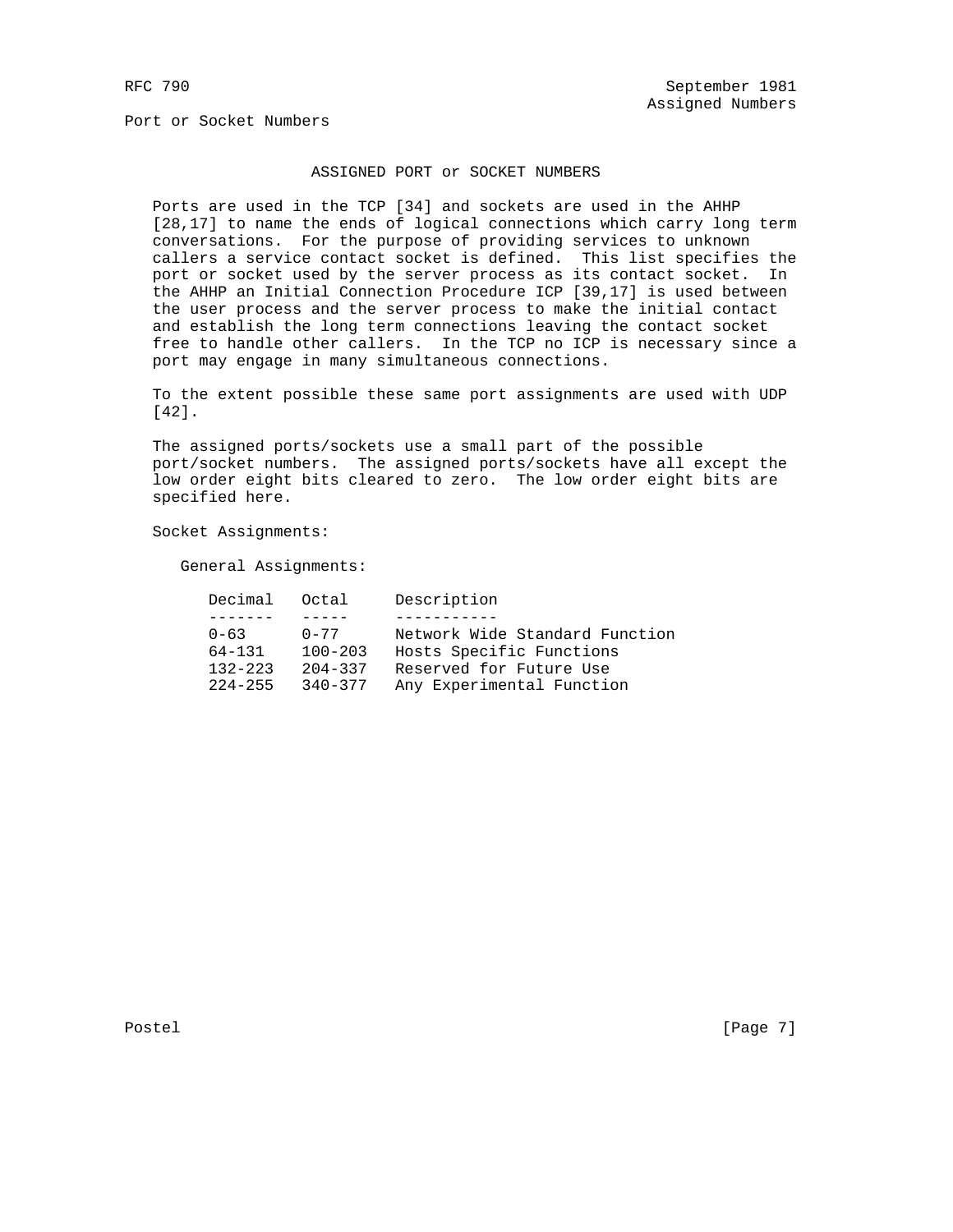## ASSIGNED PORT or SOCKET NUMBERS

Ports are used in the TCP [34] and sockets are used in the AHHP [28,17] to name the ends of logical connections which carry long term conversations. For the purpose of providing services to unknown callers a service contact socket is defined. This list specifies the port or socket used by the server process as its contact socket. In the AHHP an Initial Connection Procedure ICP [39,17] is used between the user process and the server process to make the initial contact and establish the long term connections leaving the contact socket free to handle other callers. In the TCP no ICP is necessary since a port may engage in many simultaneous connections.

To the extent possible these same port assignments are used with UDP [42].

The assigned ports/sockets use a small part of the possible port/socket numbers. The assigned ports/sockets have all except the low order eight bits cleared to zero. The low order eight bits are specified here.

Socket Assignments:

General Assignments:

| Decimal | Octal | Description |
|---|---|---|
| 0-63 | 0-77 | Network Wide Standard Function |
| 64-131 | 100-203 | Hosts Specific Functions |
| 132-223 | 204-337 | Reserved for Future Use |
| 224-255 | 340-377 | Any Experimental Function |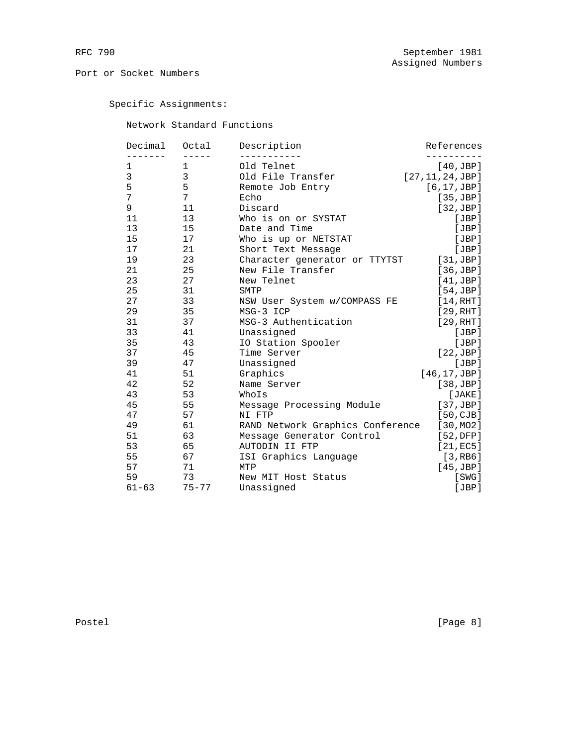Port or Socket Numbers

## Specific Assignments:

### Network Standard Functions

| Decimal | Octal | Description | References |
| --- | --- | --- | --- |
| 1 | 1 | Old Telnet | [40,JBP] |
| 3 | 3 | Old File Transfer | [27,11,24,JBP] |
| 5 | 5 | Remote Job Entry | [6,17,JBP] |
| 7 | 7 | Echo | [35,JBP] |
| 9 | 11 | Discard | [32,JBP] |
| 11 | 13 | Who is on or SYSTAT | [JBP] |
| 13 | 15 | Date and Time | [JBP] |
| 15 | 17 | Who is up or NETSTAT | [JBP] |
| 17 | 21 | Short Text Message | [JBP] |
| 19 | 23 | Character generator or TTYTST | [31,JBP] |
| 21 | 25 | New File Transfer | [36,JBP] |
| 23 | 27 | New Telnet | [41,JBP] |
| 25 | 31 | SMTP | [54,JBP] |
| 27 | 33 | NSW User System w/COMPASS FE | [14,RHT] |
| 29 | 35 | MSG-3 ICP | [29,RHT] |
| 31 | 37 | MSG-3 Authentication | [29,RHT] |
| 33 | 41 | Unassigned | [JBP] |
| 35 | 43 | IO Station Spooler | [JBP] |
| 37 | 45 | Time Server | [22,JBP] |
| 39 | 47 | Unassigned | [JBP] |
| 41 | 51 | Graphics | [46,17,JBP] |
| 42 | 52 | Name Server | [38,JBP] |
| 43 | 53 | WhoIs | [JAKE] |
| 45 | 55 | Message Processing Module | [37,JBP] |
| 47 | 57 | NI FTP | [50,CJB] |
| 49 | 61 | RAND Network Graphics Conference | [30,MO2] |
| 51 | 63 | Message Generator Control | [52,DFP] |
| 53 | 65 | AUTODIN II FTP | [21,EC5] |
| 55 | 67 | ISI Graphics Language | [3,RB6] |
| 57 | 71 | MTP | [45,JBP] |
| 59 | 73 | New MIT Host Status | [SWG] |
| 61-63 | 75-77 | Unassigned | [JBP] |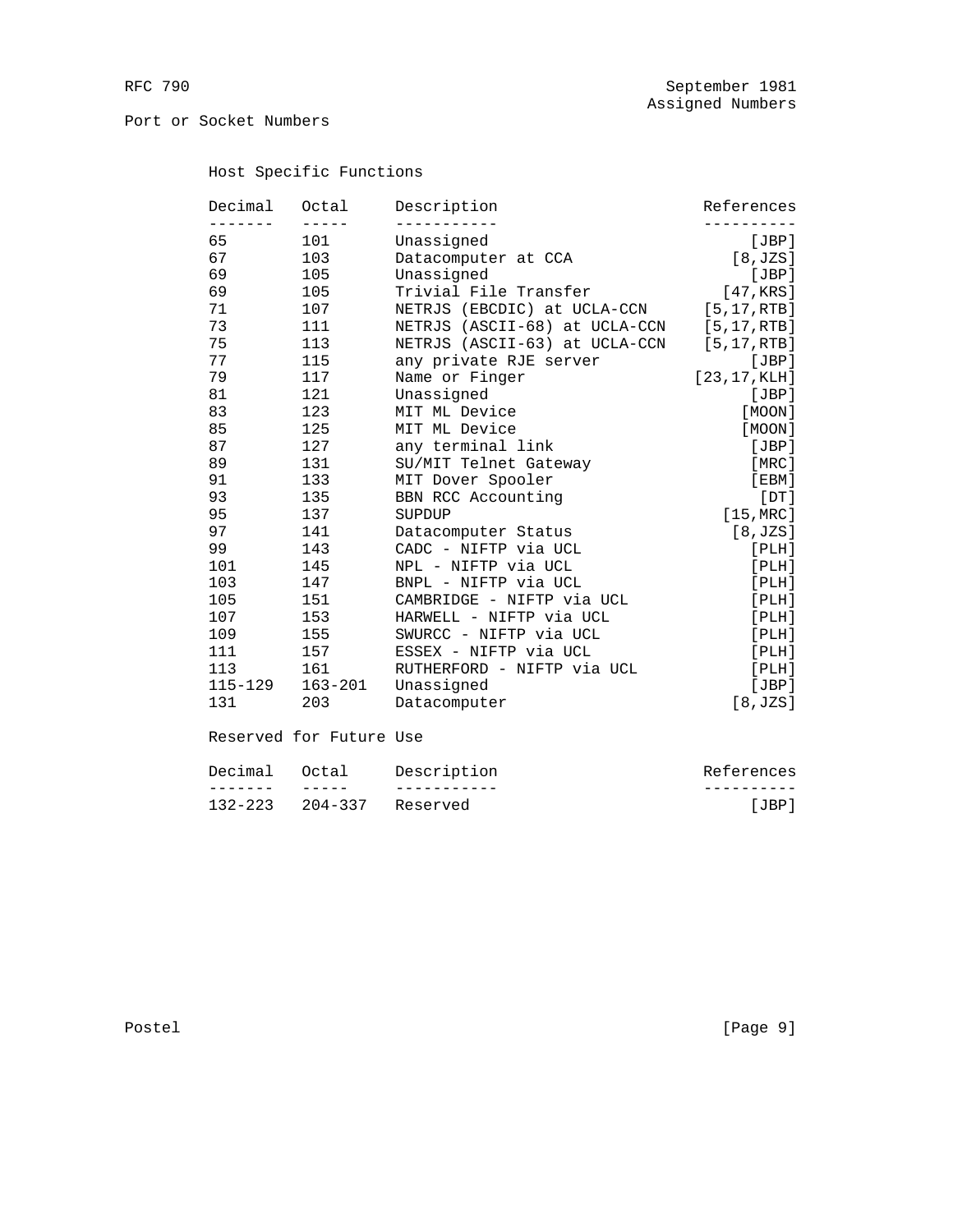Port or Socket Numbers

Host Specific Functions

| Decimal | Octal | Description | References |
|---|---|---|---|
| 65 | 101 | Unassigned | [JBP] |
| 67 | 103 | Datacomputer at CCA | [8,JZS] |
| 69 | 105 | Unassigned | [JBP] |
| 69 | 105 | Trivial File Transfer | [47,KRS] |
| 71 | 107 | NETRJS (EBCDIC) at UCLA-CCN | [5,17,RTB] |
| 73 | 111 | NETRJS (ASCII-68) at UCLA-CCN | [5,17,RTB] |
| 75 | 113 | NETRJS (ASCII-63) at UCLA-CCN | [5,17,RTB] |
| 77 | 115 | any private RJE server | [JBP] |
| 79 | 117 | Name or Finger | [23,17,KLH] |
| 81 | 121 | Unassigned | [JBP] |
| 83 | 123 | MIT ML Device | [MOON] |
| 85 | 125 | MIT ML Device | [MOON] |
| 87 | 127 | any terminal link | [JBP] |
| 89 | 131 | SU/MIT Telnet Gateway | [MRC] |
| 91 | 133 | MIT Dover Spooler | [EBM] |
| 93 | 135 | BBN RCC Accounting | [DT] |
| 95 | 137 | SUPDUP | [15,MRC] |
| 97 | 141 | Datacomputer Status | [8,JZS] |
| 99 | 143 | CADC - NIFTP via UCL | [PLH] |
| 101 | 145 | NPL - NIFTP via UCL | [PLH] |
| 103 | 147 | BNPL - NIFTP via UCL | [PLH] |
| 105 | 151 | CAMBRIDGE - NIFTP via UCL | [PLH] |
| 107 | 153 | HARWELL - NIFTP via UCL | [PLH] |
| 109 | 155 | SWURCC - NIFTP via UCL | [PLH] |
| 111 | 157 | ESSEX - NIFTP via UCL | [PLH] |
| 113 | 161 | RUTHERFORD - NIFTP via UCL | [PLH] |
| 115-129 | 163-201 | Unassigned | [JBP] |
| 131 | 203 | Datacomputer | [8,JZS] |

Reserved for Future Use

| Decimal | Octal | Description | References |
|---|---|---|---|
| 132-223 | 204-337 | Reserved | [JBP] |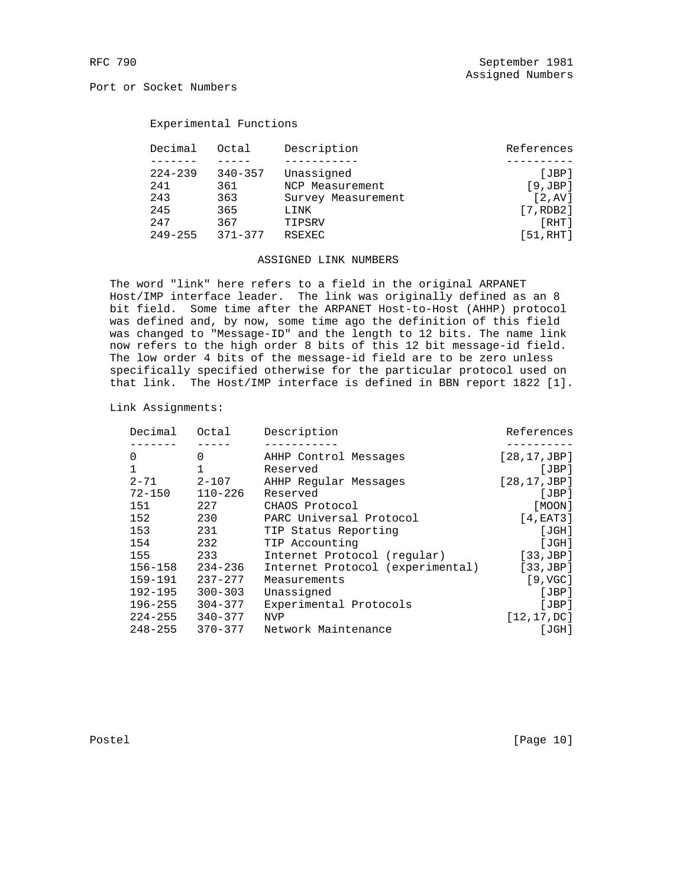Port or Socket Numbers

Experimental Functions

| Decimal | Octal | Description | References |
|---|---|---|---|
| 224-239 | 340-357 | Unassigned | [JBP] |
| 241 | 361 | NCP Measurement | [9,JBP] |
| 243 | 363 | Survey Measurement | [2,AV] |
| 245 | 365 | LINK | [7,RDB2] |
| 247 | 367 | TIPSRV | [RHT] |
| 249-255 | 371-377 | RSEXEC | [51,RHT] |

## ASSIGNED LINK NUMBERS

The word "link" here refers to a field in the original ARPANET Host/IMP interface leader. The link was originally defined as an 8 bit field. Some time after the ARPANET Host-to-Host (AHHP) protocol was defined and, by now, some time ago the definition of this field was changed to "Message-ID" and the length to 12 bits. The name link now refers to the high order 8 bits of this 12 bit message-id field. The low order 4 bits of the message-id field are to be zero unless specifically specified otherwise for the particular protocol used on that link. The Host/IMP interface is defined in BBN report 1822 [1].

Link Assignments:

| Decimal | Octal | Description | References |
|---|---|---|---|
| 0 | 0 | AHHP Control Messages | [28,17,JBP] |
| 1 | 1 | Reserved | [JBP] |
| 2-71 | 2-107 | AHHP Regular Messages | [28,17,JBP] |
| 72-150 | 110-226 | Reserved | [JBP] |
| 151 | 227 | CHAOS Protocol | [MOON] |
| 152 | 230 | PARC Universal Protocol | [4,EAT3] |
| 153 | 231 | TIP Status Reporting | [JGH] |
| 154 | 232 | TIP Accounting | [JGH] |
| 155 | 233 | Internet Protocol (regular) | [33,JBP] |
| 156-158 | 234-236 | Internet Protocol (experimental) | [33,JBP] |
| 159-191 | 237-277 | Measurements | [9,VGC] |
| 192-195 | 300-303 | Unassigned | [JBP] |
| 196-255 | 304-377 | Experimental Protocols | [JBP] |
| 224-255 | 340-377 | NVP | [12,17,DC] |
| 248-255 | 370-377 | Network Maintenance | [JGH] |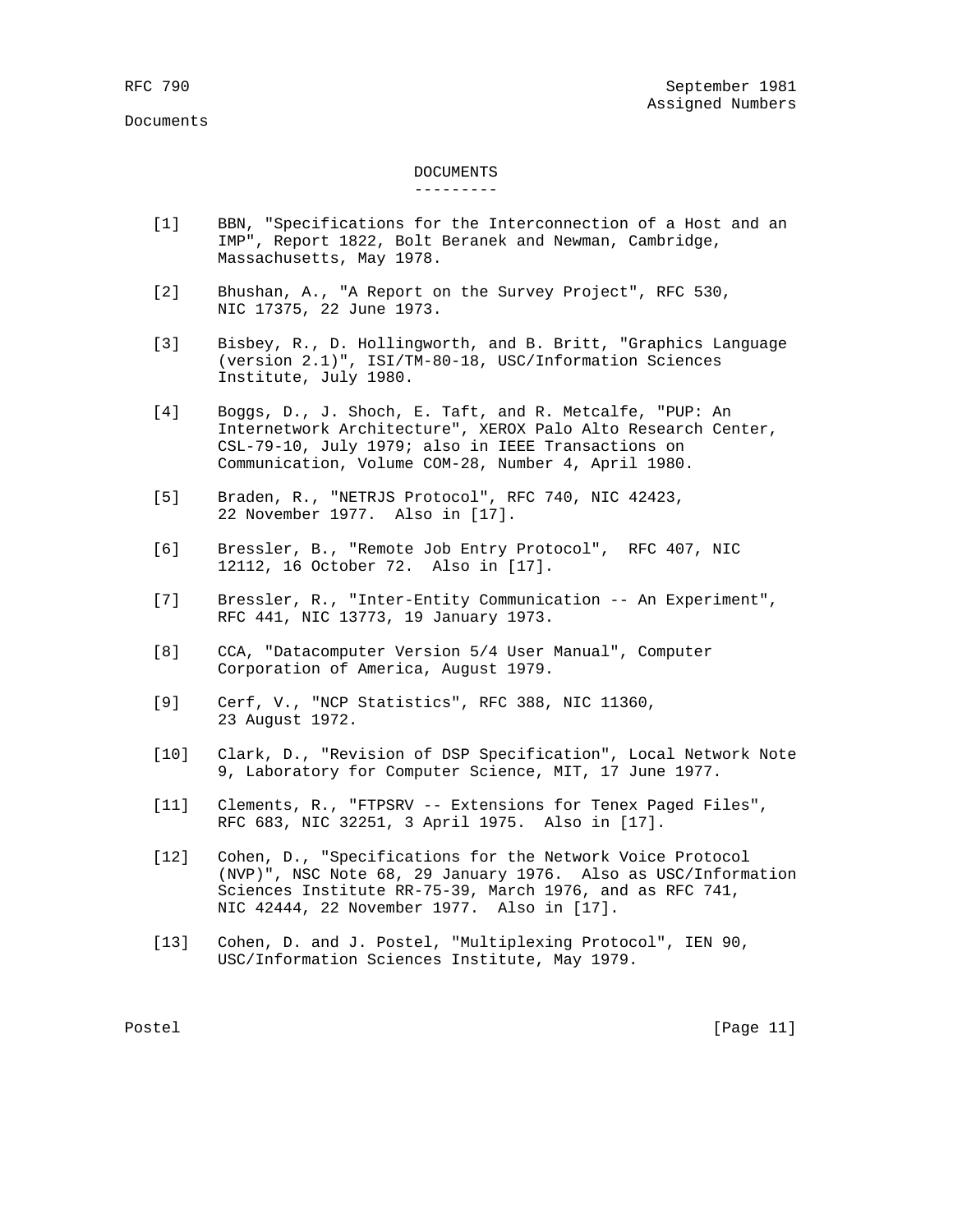## DOCUMENTS

[1] BBN, "Specifications for the Interconnection of a Host and an IMP", Report 1822, Bolt Beranek and Newman, Cambridge, Massachusetts, May 1978.

[2] Bhushan, A., "A Report on the Survey Project", RFC 530, NIC 17375, 22 June 1973.

[3] Bisbey, R., D. Hollingworth, and B. Britt, "Graphics Language (version 2.1)", ISI/TM-80-18, USC/Information Sciences Institute, July 1980.

[4] Boggs, D., J. Shoch, E. Taft, and R. Metcalfe, "PUP: An Internetwork Architecture", XEROX Palo Alto Research Center, CSL-79-10, July 1979; also in IEEE Transactions on Communication, Volume COM-28, Number 4, April 1980.

[5] Braden, R., "NETRJS Protocol", RFC 740, NIC 42423, 22 November 1977. Also in [17].

[6] Bressler, B., "Remote Job Entry Protocol", RFC 407, NIC 12112, 16 October 72. Also in [17].

[7] Bressler, R., "Inter-Entity Communication -- An Experiment", RFC 441, NIC 13773, 19 January 1973.

[8] CCA, "Datacomputer Version 5/4 User Manual", Computer Corporation of America, August 1979.

[9] Cerf, V., "NCP Statistics", RFC 388, NIC 11360, 23 August 1972.

[10] Clark, D., "Revision of DSP Specification", Local Network Note 9, Laboratory for Computer Science, MIT, 17 June 1977.

[11] Clements, R., "FTPSRV -- Extensions for Tenex Paged Files", RFC 683, NIC 32251, 3 April 1975. Also in [17].

[12] Cohen, D., "Specifications for the Network Voice Protocol (NVP)", NSC Note 68, 29 January 1976. Also as USC/Information Sciences Institute RR-75-39, March 1976, and as RFC 741, NIC 42444, 22 November 1977. Also in [17].

[13] Cohen, D. and J. Postel, "Multiplexing Protocol", IEN 90, USC/Information Sciences Institute, May 1979.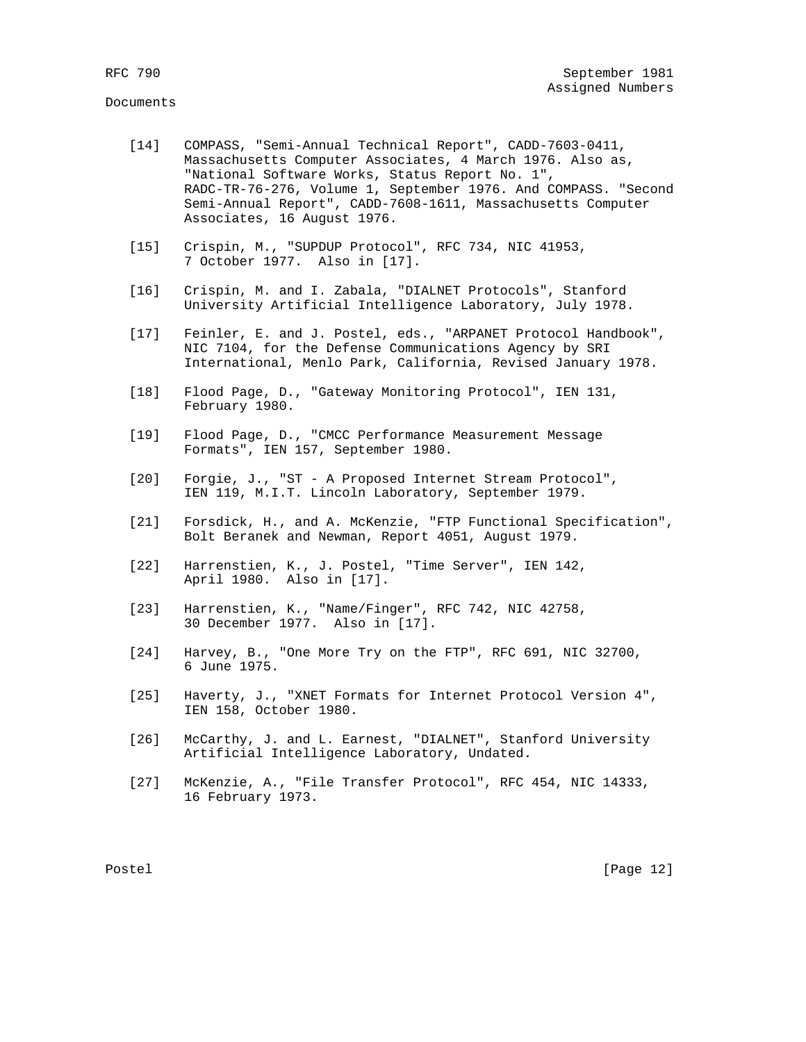Documents

[14] COMPASS, "Semi-Annual Technical Report", CADD-7603-0411, Massachusetts Computer Associates, 4 March 1976. Also as, "National Software Works, Status Report No. 1", RADC-TR-76-276, Volume 1, September 1976. And COMPASS. "Second Semi-Annual Report", CADD-7608-1611, Massachusetts Computer Associates, 16 August 1976.

[15] Crispin, M., "SUPDUP Protocol", RFC 734, NIC 41953, 7 October 1977. Also in [17].

[16] Crispin, M. and I. Zabala, "DIALNET Protocols", Stanford University Artificial Intelligence Laboratory, July 1978.

[17] Feinler, E. and J. Postel, eds., "ARPANET Protocol Handbook", NIC 7104, for the Defense Communications Agency by SRI International, Menlo Park, California, Revised January 1978.

[18] Flood Page, D., "Gateway Monitoring Protocol", IEN 131, February 1980.

[19] Flood Page, D., "CMCC Performance Measurement Message Formats", IEN 157, September 1980.

[20] Forgie, J., "ST - A Proposed Internet Stream Protocol", IEN 119, M.I.T. Lincoln Laboratory, September 1979.

[21] Forsdick, H., and A. McKenzie, "FTP Functional Specification", Bolt Beranek and Newman, Report 4051, August 1979.

[22] Harrenstien, K., J. Postel, "Time Server", IEN 142, April 1980. Also in [17].

[23] Harrenstien, K., "Name/Finger", RFC 742, NIC 42758, 30 December 1977. Also in [17].

[24] Harvey, B., "One More Try on the FTP", RFC 691, NIC 32700, 6 June 1975.

[25] Haverty, J., "XNET Formats for Internet Protocol Version 4", IEN 158, October 1980.

[26] McCarthy, J. and L. Earnest, "DIALNET", Stanford University Artificial Intelligence Laboratory, Undated.

[27] McKenzie, A., "File Transfer Protocol", RFC 454, NIC 14333, 16 February 1973.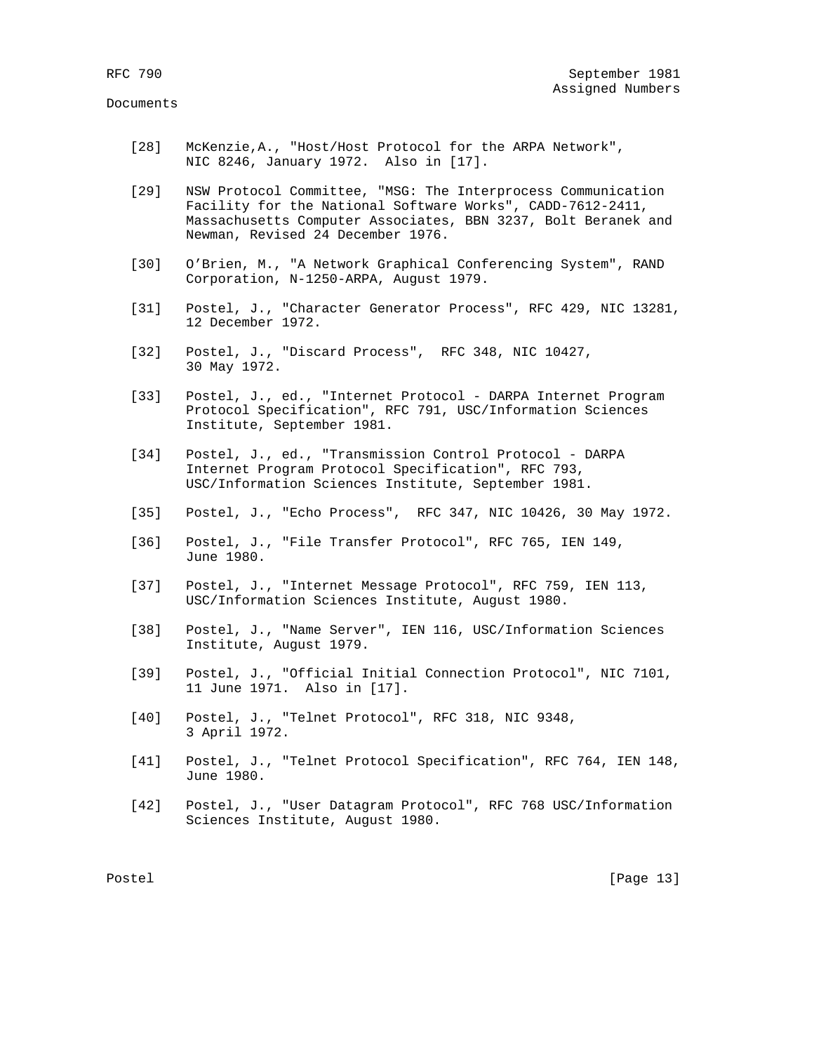Documents

[28] McKenzie,A., "Host/Host Protocol for the ARPA Network", NIC 8246, January 1972. Also in [17].

[29] NSW Protocol Committee, "MSG: The Interprocess Communication Facility for the National Software Works", CADD-7612-2411, Massachusetts Computer Associates, BBN 3237, Bolt Beranek and Newman, Revised 24 December 1976.

[30] O'Brien, M., "A Network Graphical Conferencing System", RAND Corporation, N-1250-ARPA, August 1979.

[31] Postel, J., "Character Generator Process", RFC 429, NIC 13281, 12 December 1972.

[32] Postel, J., "Discard Process", RFC 348, NIC 10427, 30 May 1972.

[33] Postel, J., ed., "Internet Protocol - DARPA Internet Program Protocol Specification", RFC 791, USC/Information Sciences Institute, September 1981.

[34] Postel, J., ed., "Transmission Control Protocol - DARPA Internet Program Protocol Specification", RFC 793, USC/Information Sciences Institute, September 1981.

[35] Postel, J., "Echo Process", RFC 347, NIC 10426, 30 May 1972.

[36] Postel, J., "File Transfer Protocol", RFC 765, IEN 149, June 1980.

[37] Postel, J., "Internet Message Protocol", RFC 759, IEN 113, USC/Information Sciences Institute, August 1980.

[38] Postel, J., "Name Server", IEN 116, USC/Information Sciences Institute, August 1979.

[39] Postel, J., "Official Initial Connection Protocol", NIC 7101, 11 June 1971. Also in [17].

[40] Postel, J., "Telnet Protocol", RFC 318, NIC 9348, 3 April 1972.

[41] Postel, J., "Telnet Protocol Specification", RFC 764, IEN 148, June 1980.

[42] Postel, J., "User Datagram Protocol", RFC 768 USC/Information Sciences Institute, August 1980.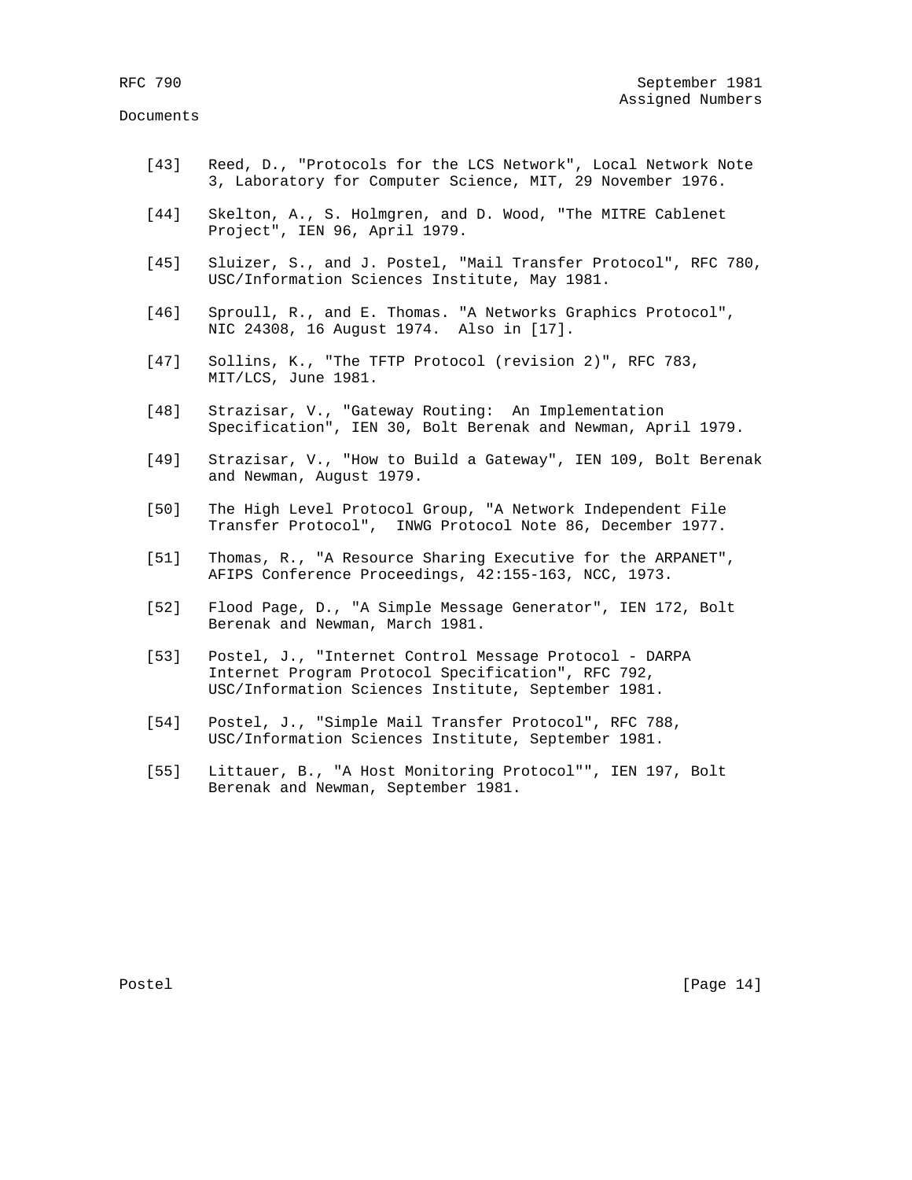Documents

[43] Reed, D., "Protocols for the LCS Network", Local Network Note 3, Laboratory for Computer Science, MIT, 29 November 1976.

[44] Skelton, A., S. Holmgren, and D. Wood, "The MITRE Cablenet Project", IEN 96, April 1979.

[45] Sluizer, S., and J. Postel, "Mail Transfer Protocol", RFC 780, USC/Information Sciences Institute, May 1981.

[46] Sproull, R., and E. Thomas. "A Networks Graphics Protocol", NIC 24308, 16 August 1974. Also in [17].

[47] Sollins, K., "The TFTP Protocol (revision 2)", RFC 783, MIT/LCS, June 1981.

[48] Strazisar, V., "Gateway Routing: An Implementation Specification", IEN 30, Bolt Berenak and Newman, April 1979.

[49] Strazisar, V., "How to Build a Gateway", IEN 109, Bolt Berenak and Newman, August 1979.

[50] The High Level Protocol Group, "A Network Independent File Transfer Protocol", INWG Protocol Note 86, December 1977.

[51] Thomas, R., "A Resource Sharing Executive for the ARPANET", AFIPS Conference Proceedings, 42:155-163, NCC, 1973.

[52] Flood Page, D., "A Simple Message Generator", IEN 172, Bolt Berenak and Newman, March 1981.

[53] Postel, J., "Internet Control Message Protocol - DARPA Internet Program Protocol Specification", RFC 792, USC/Information Sciences Institute, September 1981.

[54] Postel, J., "Simple Mail Transfer Protocol", RFC 788, USC/Information Sciences Institute, September 1981.

[55] Littauer, B., "A Host Monitoring Protocol"", IEN 197, Bolt Berenak and Newman, September 1981.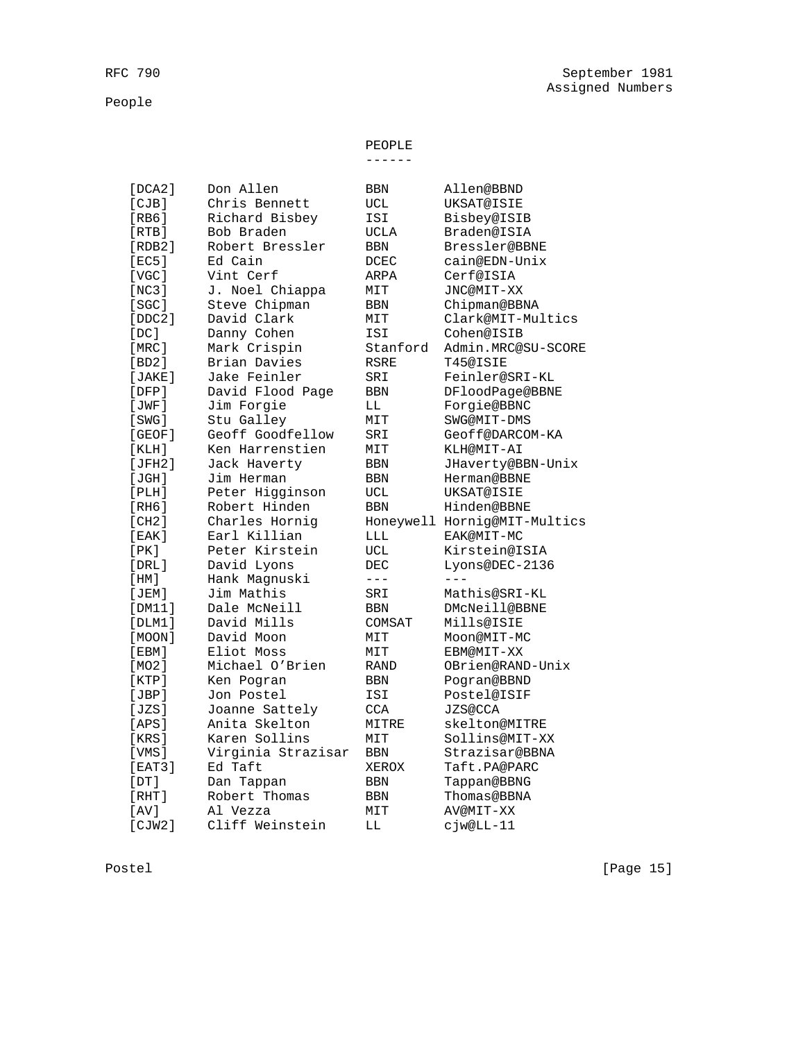# PEOPLE

| | | | |
|---|---|---|---|
| [DCA2] | Don Allen | BBN | Allen@BBND |
| [CJB] | Chris Bennett | UCL | UKSAT@ISIE |
| [RB6] | Richard Bisbey | ISI | Bisbey@ISIB |
| [RTB] | Bob Braden | UCLA | Braden@ISIA |
| [RDB2] | Robert Bressler | BBN | Bressler@BBNE |
| [EC5] | Ed Cain | DCEC | cain@EDN-Unix |
| [VGC] | Vint Cerf | ARPA | Cerf@ISIA |
| [NC3] | J. Noel Chiappa | MIT | JNC@MIT-XX |
| [SGC] | Steve Chipman | BBN | Chipman@BBNA |
| [DDC2] | David Clark | MIT | Clark@MIT-Multics |
| [DC] | Danny Cohen | ISI | Cohen@ISIB |
| [MRC] | Mark Crispin | Stanford | Admin.MRC@SU-SCORE |
| [BD2] | Brian Davies | RSRE | T45@ISIE |
| [JAKE] | Jake Feinler | SRI | Feinler@SRI-KL |
| [DFP] | David Flood Page | BBN | DFloodPage@BBNE |
| [JWF] | Jim Forgie | LL | Forgie@BBNC |
| [SWG] | Stu Galley | MIT | SWG@MIT-DMS |
| [GEOF] | Geoff Goodfellow | SRI | Geoff@DARCOM-KA |
| [KLH] | Ken Harrenstien | MIT | KLH@MIT-AI |
| [JFH2] | Jack Haverty | BBN | JHaverty@BBN-Unix |
| [JGH] | Jim Herman | BBN | Herman@BBNE |
| [PLH] | Peter Higginson | UCL | UKSAT@ISIE |
| [RH6] | Robert Hinden | BBN | Hinden@BBNE |
| [CH2] | Charles Hornig | Honeywell | Hornig@MIT-Multics |
| [EAK] | Earl Killian | LLL | EAK@MIT-MC |
| [PK] | Peter Kirstein | UCL | Kirstein@ISIA |
| [DRL] | David Lyons | DEC | Lyons@DEC-2136 |
| [HM] | Hank Magnuski | --- | --- |
| [JEM] | Jim Mathis | SRI | Mathis@SRI-KL |
| [DM11] | Dale McNeill | BBN | DMcNeill@BBNE |
| [DLM1] | David Mills | COMSAT | Mills@ISIE |
| [MOON] | David Moon | MIT | Moon@MIT-MC |
| [EBM] | Eliot Moss | MIT | EBM@MIT-XX |
| [MO2] | Michael O'Brien | RAND | OBrien@RAND-Unix |
| [KTP] | Ken Pogran | BBN | Pogran@BBND |
| [JBP] | Jon Postel | ISI | Postel@ISIF |
| [JZS] | Joanne Sattely | CCA | JZS@CCA |
| [APS] | Anita Skelton | MITRE | skelton@MITRE |
| [KRS] | Karen Sollins | MIT | Sollins@MIT-XX |
| [VMS] | Virginia Strazisar | BBN | Strazisar@BBNA |
| [EAT3] | Ed Taft | XEROX | Taft.PA@PARC |
| [DT] | Dan Tappan | BBN | Tappan@BBNG |
| [RHT] | Robert Thomas | BBN | Thomas@BBNA |
| [AV] | Al Vezza | MIT | AV@MIT-XX |
| [CJW2] | Cliff Weinstein | LL | cjw@LL-11 |